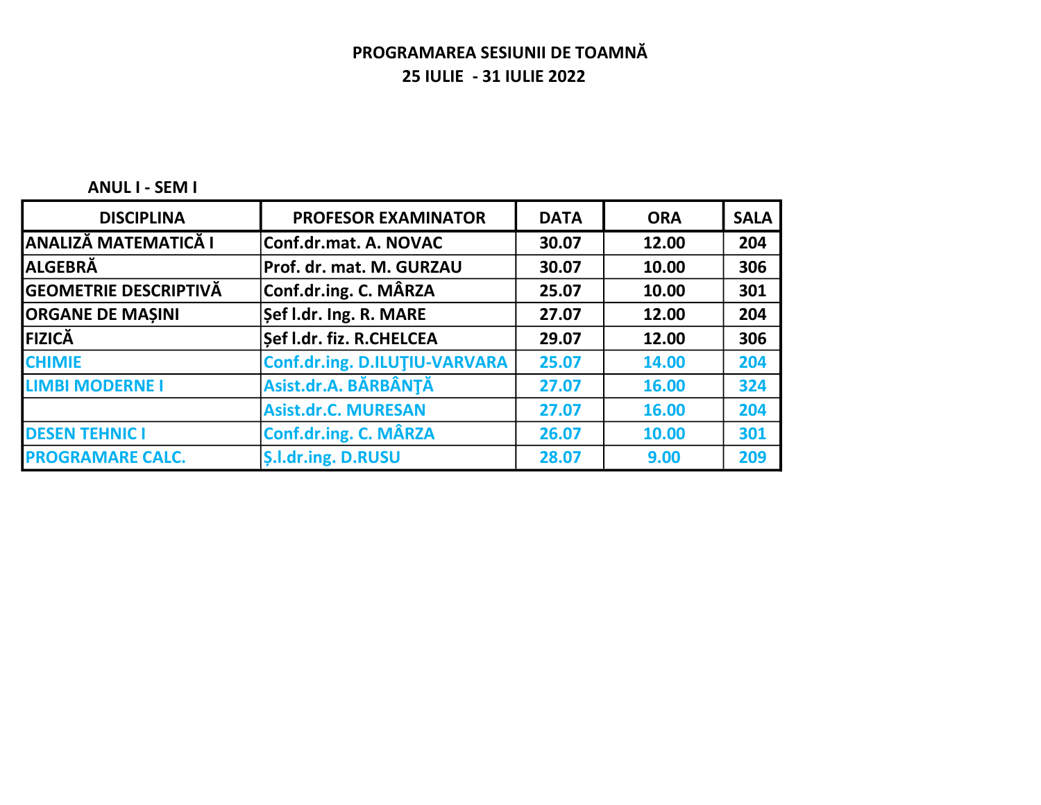# PROGRAMAREA SESIUNII DE TOAMNĂ
## 25 IULIE - 31 IULIE 2022

**ANUL I - SEM I**

| DISCIPLINA | PROFESOR EXAMINATOR | DATA | ORA | SALA |
|---|---|---|---|---|
| ANALIZĂ MATEMATICĂ I | Conf.dr.mat. A. NOVAC | 30.07 | 12.00 | 204 |
| ALGEBRĂ | Prof. dr. mat. M. GURZAU | 30.07 | 10.00 | 306 |
| GEOMETRIE DESCRIPTIVĂ | Conf.dr.ing. C. MÂRZA | 25.07 | 10.00 | 301 |
| ORGANE DE MAȘINI | Șef l.dr. Ing. R. MARE | 27.07 | 12.00 | 204 |
| FIZICĂ | Șef l.dr. fiz. R.CHELCEA | 29.07 | 12.00 | 306 |
| CHIMIE | Conf.dr.ing. D.ILUŢIU-VARVARA | 25.07 | 14.00 | 204 |
| LIMBI MODERNE I | Asist.dr.A. BĂRBÂNŢĂ | 27.07 | 16.00 | 324 |
| | Asist.dr.C. MURESAN | 27.07 | 16.00 | 204 |
| DESEN TEHNIC I | Conf.dr.ing. C. MÂRZA | 26.07 | 10.00 | 301 |
| PROGRAMARE CALC. | Ş.l.dr.ing. D.RUSU | 28.07 | 9.00 | 209 |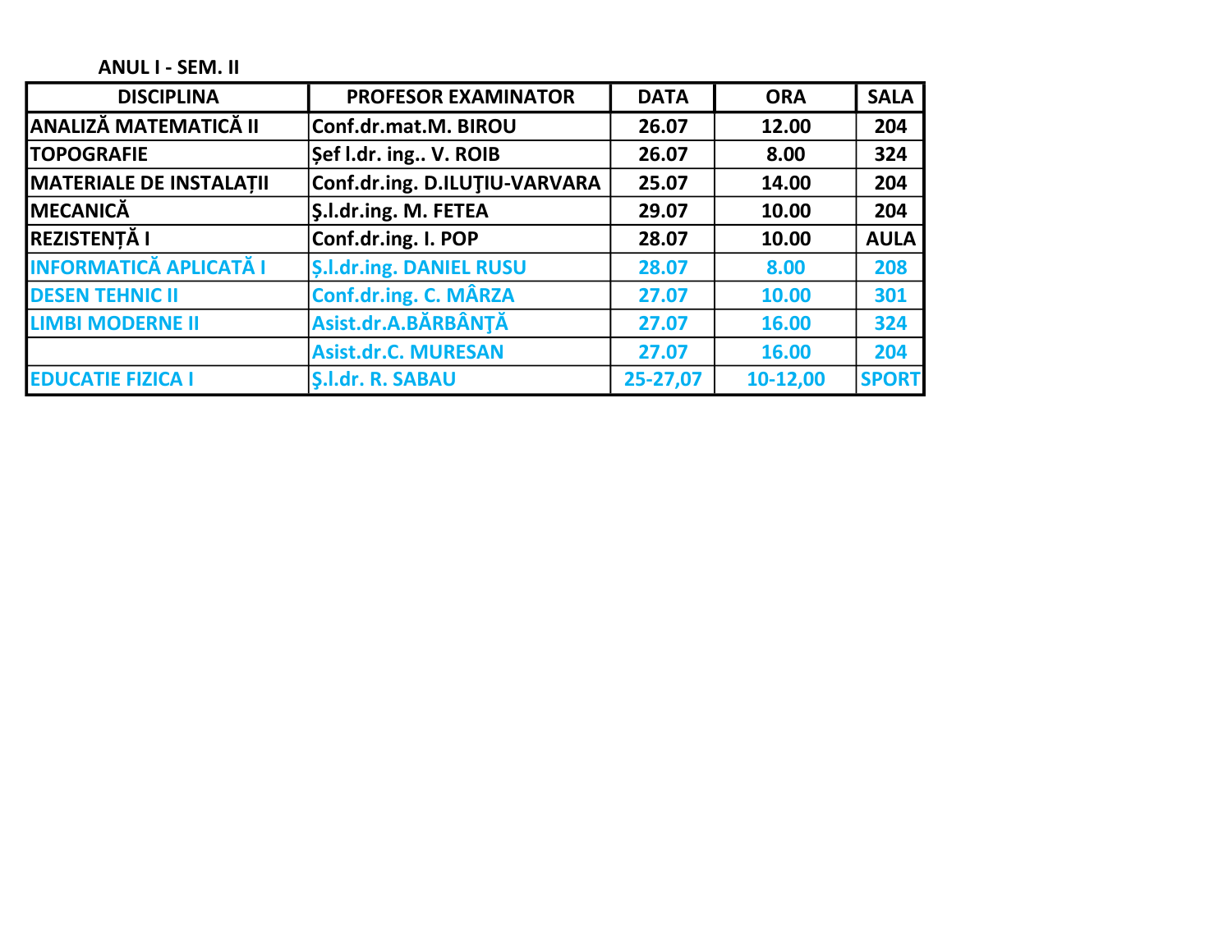**ANUL I - SEM. II**

| DISCIPLINA | PROFESOR EXAMINATOR | DATA | ORA | SALA |
|---|---|---|---|---|
| ANALIZĂ MATEMATICĂ II | Conf.dr.mat.M. BIROU | 26.07 | 12.00 | 204 |
| TOPOGRAFIE | Șef l.dr. ing.. V. ROIB | 26.07 | 8.00 | 324 |
| MATERIALE DE INSTALAȚII | Conf.dr.ing. D.ILUŢIU-VARVARA | 25.07 | 14.00 | 204 |
| MECANICĂ | Ş.l.dr.ing. M. FETEA | 29.07 | 10.00 | 204 |
| REZISTENȚĂ I | Conf.dr.ing. I. POP | 28.07 | 10.00 | AULA |
| INFORMATICĂ APLICATĂ I | Ș.l.dr.ing. DANIEL RUSU | 28.07 | 8.00 | 208 |
| DESEN TEHNIC II | Conf.dr.ing. C. MÂRZA | 27.07 | 10.00 | 301 |
| LIMBI MODERNE II | Asist.dr.A.BĂRBÂNŢĂ | 27.07 | 16.00 | 324 |
| | Asist.dr.C. MURESAN | 27.07 | 16.00 | 204 |
| EDUCATIE FIZICA I | Ş.l.dr. R. SABAU | 25-27,07 | 10-12,00 | SPORT |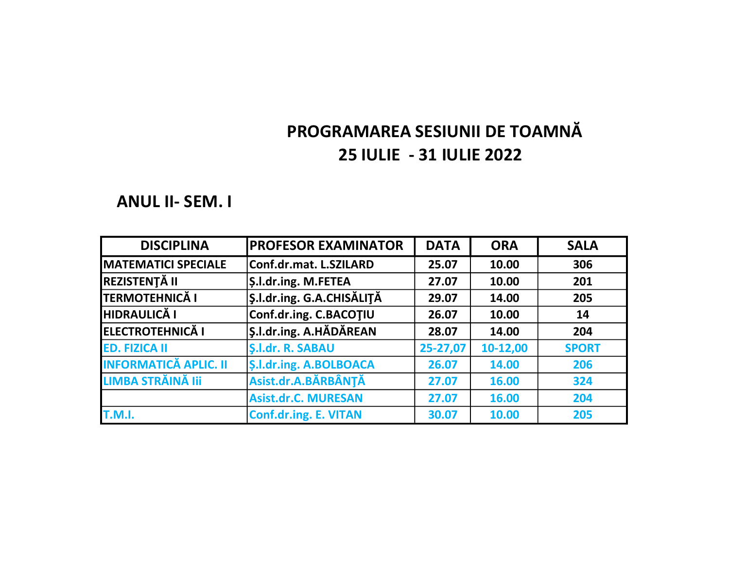# PROGRAMAREA SESIUNII DE TOAMNĂ
# 25 IULIE - 31 IULIE 2022

## ANUL II- SEM. I

| DISCIPLINA | PROFESOR EXAMINATOR | DATA | ORA | SALA |
|---|---|---|---|---|
| MATEMATICI SPECIALE | Conf.dr.mat. L.SZILARD | 25.07 | 10.00 | 306 |
| REZISTENŢĂ II | Ș.l.dr.ing. M.FETEA | 27.07 | 10.00 | 201 |
| TERMOTEHNICĂ I | Ş.l.dr.ing. G.A.CHISĂLIŢĂ | 29.07 | 14.00 | 205 |
| HIDRAULICĂ I | Conf.dr.ing. C.BACOŢIU | 26.07 | 10.00 | 14 |
| ELECTROTEHNICĂ I | Ş.l.dr.ing. A.HĂDĂREAN | 28.07 | 14.00 | 204 |
| ED. FIZICA II | Ş.l.dr. R. SABAU | 25-27,07 | 10-12,00 | SPORT |
| INFORMATICĂ APLIC. II | Ș.l.dr.ing. A.BOLBOACA | 26.07 | 14.00 | 206 |
| LIMBA STRĂINĂ Iii | Asist.dr.A.BĂRBÂNŢĂ | 27.07 | 16.00 | 324 |
| | Asist.dr.C. MURESAN | 27.07 | 16.00 | 204 |
| T.M.I. | Conf.dr.ing. E. VITAN | 30.07 | 10.00 | 205 |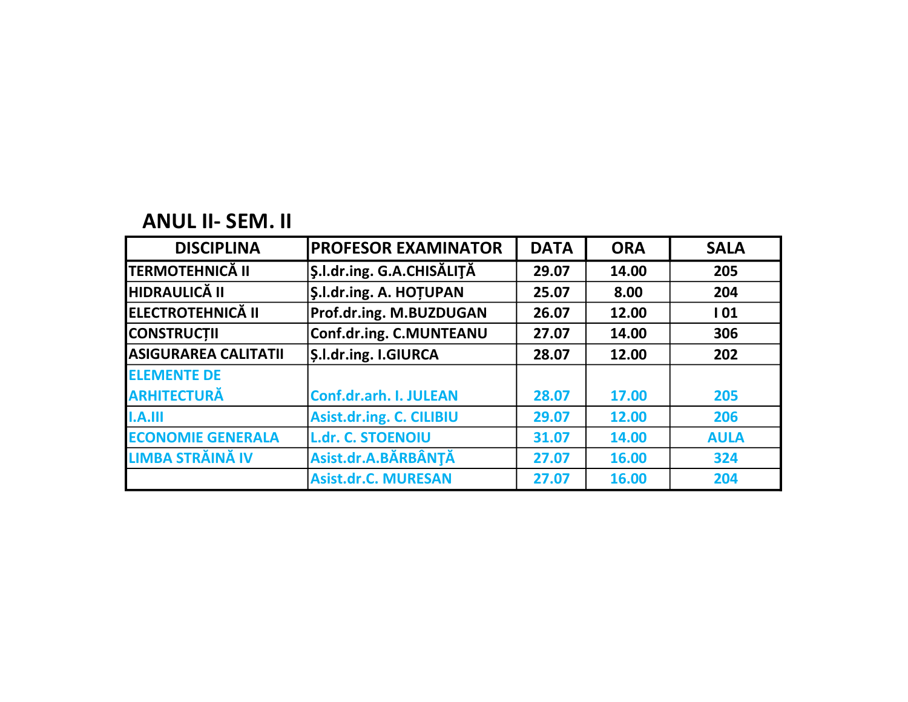## ANUL II- SEM. II

| DISCIPLINA | PROFESOR EXAMINATOR | DATA | ORA | SALA |
|---|---|---|---|---|
| TERMOTEHNICĂ II | Ş.l.dr.ing. G.A.CHISĂLIŢĂ | 29.07 | 14.00 | 205 |
| HIDRAULICĂ II | Ş.l.dr.ing. A. HOȚUPAN | 25.07 | 8.00 | 204 |
| ELECTROTEHNICĂ II | Prof.dr.ing. M.BUZDUGAN | 26.07 | 12.00 | I 01 |
| CONSTRUCȚII | Conf.dr.ing. C.MUNTEANU | 27.07 | 14.00 | 306 |
| ASIGURAREA CALITATII | Ș.l.dr.ing. I.GIURCA | 28.07 | 12.00 | 202 |
| ELEMENTE DE ARHITECTURĂ | Conf.dr.arh. I. JULEAN | 28.07 | 17.00 | 205 |
| I.A.III | Asist.dr.ing. C. CILIBIU | 29.07 | 12.00 | 206 |
| ECONOMIE GENERALA | L.dr. C. STOENOIU | 31.07 | 14.00 | AULA |
| LIMBA STRĂINĂ IV | Asist.dr.A.BĂRBÂNŢĂ | 27.07 | 16.00 | 324 |
| | Asist.dr.C. MURESAN | 27.07 | 16.00 | 204 |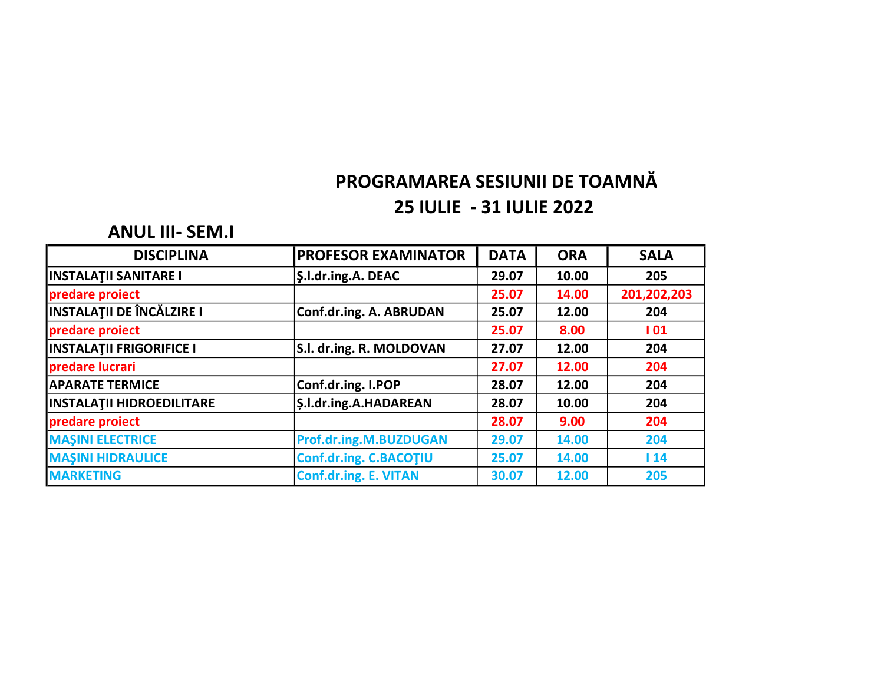# PROGRAMAREA SESIUNII DE TOAMNĂ
## 25 IULIE - 31 IULIE 2022

### ANUL III- SEM.I

| DISCIPLINA | PROFESOR EXAMINATOR | DATA | ORA | SALA |
|---|---|---|---|---|
| INSTALAŢII SANITARE I | Ş.l.dr.ing.A. DEAC | 29.07 | 10.00 | 205 |
| predare proiect | | 25.07 | 14.00 | 201,202,203 |
| INSTALAŢII DE ÎNCĂLZIRE I | Conf.dr.ing. A. ABRUDAN | 25.07 | 12.00 | 204 |
| predare proiect | | 25.07 | 8.00 | I 01 |
| INSTALAŢII FRIGORIFICE I | S.l. dr.ing. R. MOLDOVAN | 27.07 | 12.00 | 204 |
| predare lucrari | | 27.07 | 12.00 | 204 |
| APARATE TERMICE | Conf.dr.ing. I.POP | 28.07 | 12.00 | 204 |
| INSTALAŢII HIDROEDILITARE | Ș.l.dr.ing.A.HADAREAN | 28.07 | 10.00 | 204 |
| predare proiect | | 28.07 | 9.00 | 204 |
| MAŞINI ELECTRICE | Prof.dr.ing.M.BUZDUGAN | 29.07 | 14.00 | 204 |
| MAŞINI HIDRAULICE | Conf.dr.ing. C.BACOŢIU | 25.07 | 14.00 | I 14 |
| MARKETING | Conf.dr.ing. E. VITAN | 30.07 | 12.00 | 205 |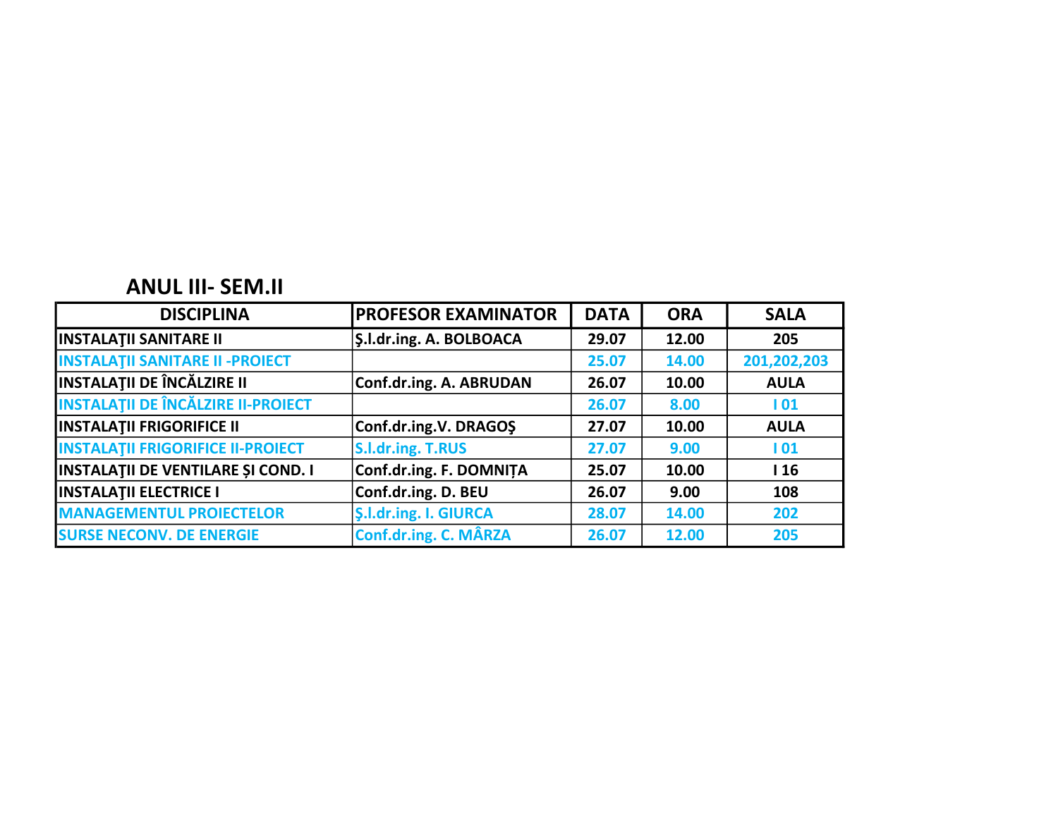## ANUL III- SEM.II

| DISCIPLINA | PROFESOR EXAMINATOR | DATA | ORA | SALA |
|---|---|---|---|---|
| INSTALAŢII SANITARE II | Ş.l.dr.ing. A. BOLBOACA | 29.07 | 12.00 | 205 |
| INSTALAŢII SANITARE II -PROIECT | | 25.07 | 14.00 | 201,202,203 |
| INSTALAŢII DE ÎNCĂLZIRE II | Conf.dr.ing. A. ABRUDAN | 26.07 | 10.00 | AULA |
| INSTALAŢII DE ÎNCĂLZIRE II-PROIECT | | 26.07 | 8.00 | I 01 |
| INSTALAŢII FRIGORIFICE II | Conf.dr.ing.V. DRAGOŞ | 27.07 | 10.00 | AULA |
| INSTALAŢII FRIGORIFICE II-PROIECT | S.l.dr.ing. T.RUS | 27.07 | 9.00 | I 01 |
| INSTALAŢII DE VENTILARE ȘI COND. I | Conf.dr.ing. F. DOMNIȚA | 25.07 | 10.00 | I 16 |
| INSTALAŢII ELECTRICE I | Conf.dr.ing. D. BEU | 26.07 | 9.00 | 108 |
| MANAGEMENTUL PROIECTELOR | Ş.l.dr.ing. I. GIURCA | 28.07 | 14.00 | 202 |
| SURSE NECONV. DE ENERGIE | Conf.dr.ing. C. MÂRZA | 26.07 | 12.00 | 205 |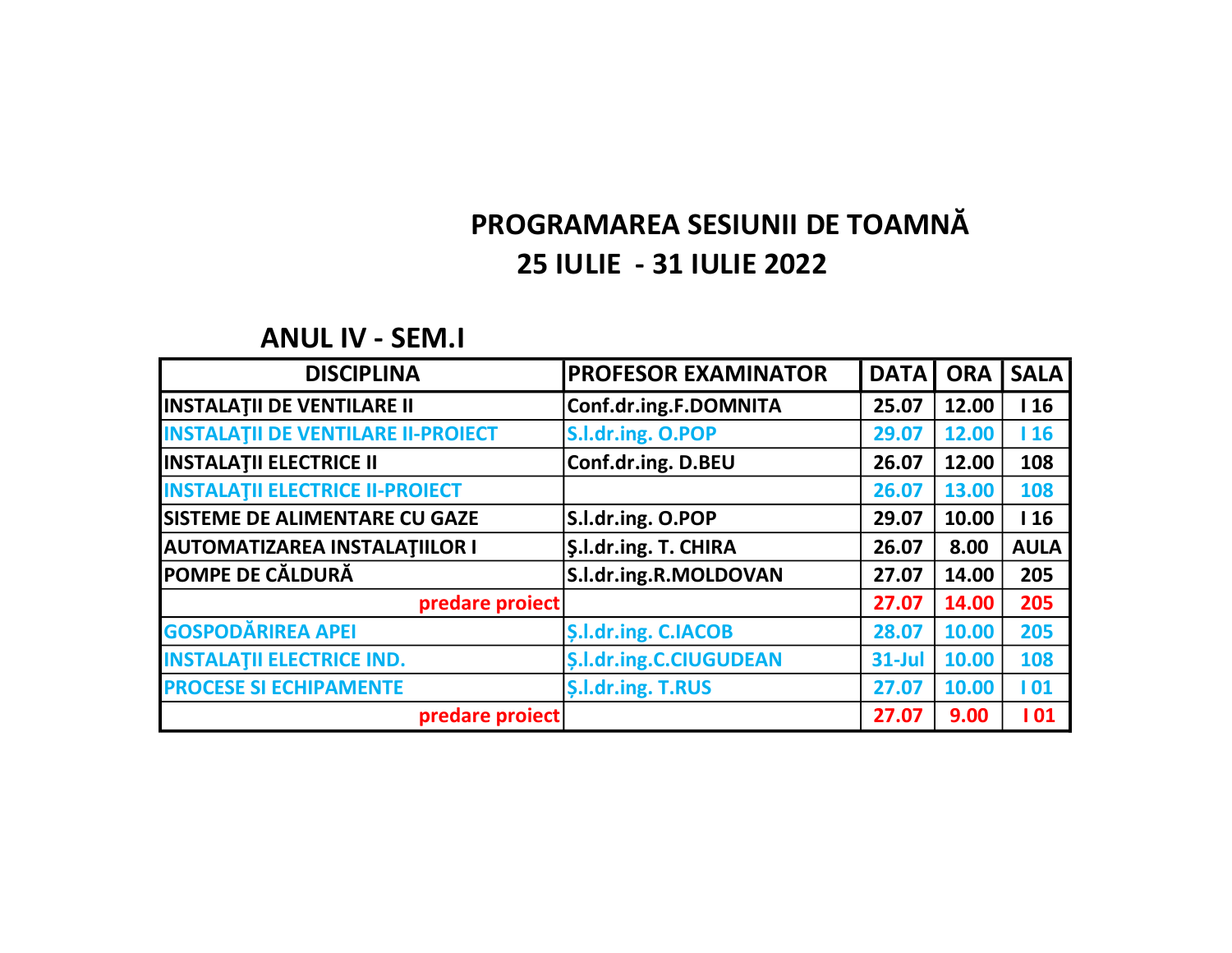# PROGRAMAREA SESIUNII DE TOAMNĂ
## 25 IULIE - 31 IULIE 2022

### ANUL IV - SEM.I

| DISCIPLINA | PROFESOR EXAMINATOR | DATA | ORA | SALA |
|---|---|---|---|---|
| INSTALAŢII DE VENTILARE II | Conf.dr.ing.F.DOMNITA | 25.07 | 12.00 | I 16 |
| INSTALAŢII DE VENTILARE II-PROIECT | S.l.dr.ing. O.POP | 29.07 | 12.00 | I 16 |
| INSTALAŢII ELECTRICE II | Conf.dr.ing. D.BEU | 26.07 | 12.00 | 108 |
| INSTALAŢII ELECTRICE II-PROIECT | | 26.07 | 13.00 | 108 |
| SISTEME DE ALIMENTARE CU GAZE | S.l.dr.ing. O.POP | 29.07 | 10.00 | I 16 |
| AUTOMATIZAREA INSTALAŢIILOR I | Ş.l.dr.ing. T. CHIRA | 26.07 | 8.00 | AULA |
| POMPE DE CĂLDURĂ | S.l.dr.ing.R.MOLDOVAN | 27.07 | 14.00 | 205 |
| predare proiect | | 27.07 | 14.00 | 205 |
| GOSPODĂRIREA APEI | Ş.l.dr.ing. C.IACOB | 28.07 | 10.00 | 205 |
| INSTALAŢII ELECTRICE IND. | Ş.l.dr.ing.C.CIUGUDEAN | 31-Jul | 10.00 | 108 |
| PROCESE SI ECHIPAMENTE | Ş.l.dr.ing. T.RUS | 27.07 | 10.00 | I 01 |
| predare proiect | | 27.07 | 9.00 | I 01 |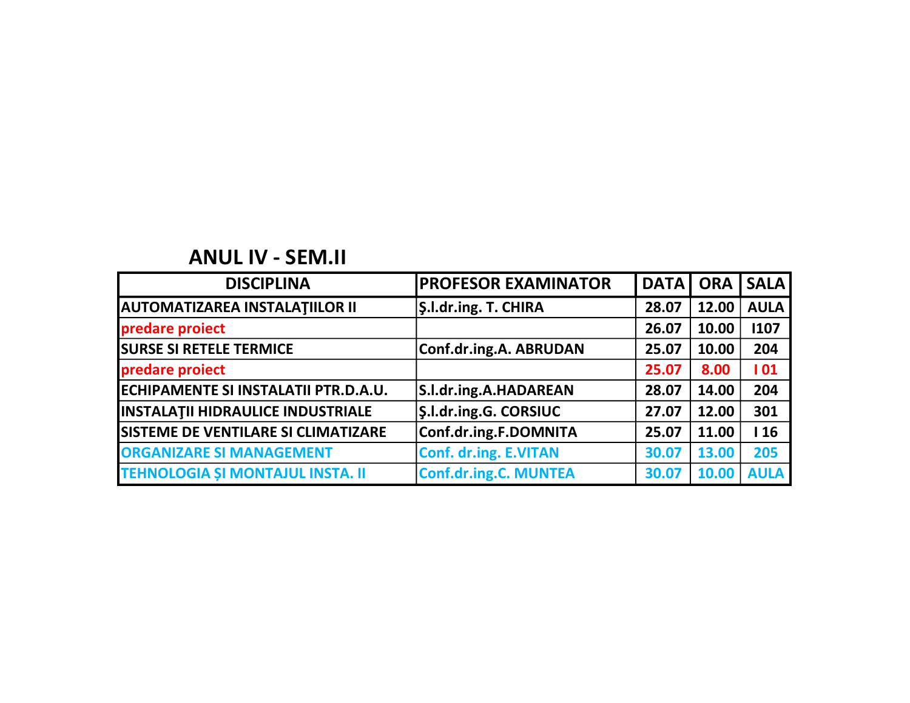## ANUL IV - SEM.II

| DISCIPLINA | PROFESOR EXAMINATOR | DATA | ORA | SALA |
|---|---|---|---|---|
| AUTOMATIZAREA INSTALAŢIILOR II | Ş.l.dr.ing. T. CHIRA | 28.07 | 12.00 | AULA |
| predare proiect | | 26.07 | 10.00 | I107 |
| SURSE SI RETELE TERMICE | Conf.dr.ing.A. ABRUDAN | 25.07 | 10.00 | 204 |
| predare proiect | | 25.07 | 8.00 | I 01 |
| ECHIPAMENTE SI INSTALATII PTR.D.A.U. | S.l.dr.ing.A.HADAREAN | 28.07 | 14.00 | 204 |
| INSTALAŢII HIDRAULICE INDUSTRIALE | Ş.l.dr.ing.G. CORSIUC | 27.07 | 12.00 | 301 |
| SISTEME DE VENTILARE SI CLIMATIZARE | Conf.dr.ing.F.DOMNITA | 25.07 | 11.00 | I 16 |
| ORGANIZARE SI MANAGEMENT | Conf. dr.ing. E.VITAN | 30.07 | 13.00 | 205 |
| TEHNOLOGIA ȘI MONTAJUL INSTA. II | Conf.dr.ing.C. MUNTEA | 30.07 | 10.00 | AULA |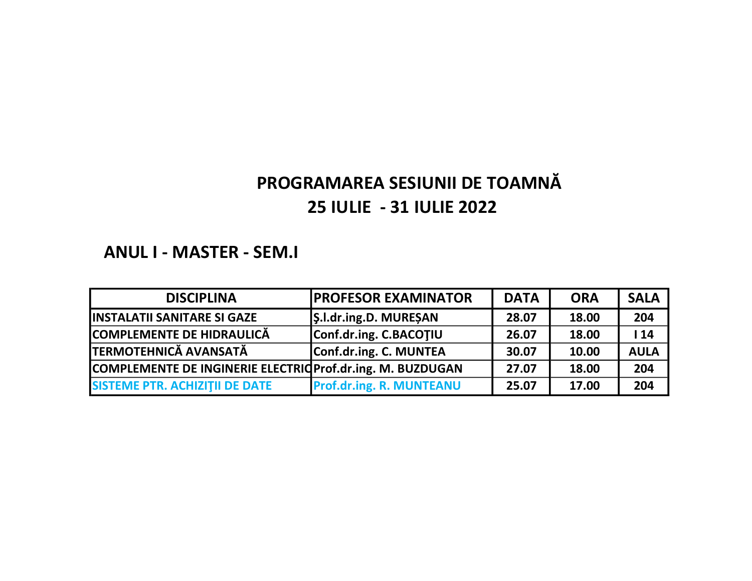# PROGRAMAREA SESIUNII DE TOAMNĂ
# 25 IULIE - 31 IULIE 2022

## ANUL I - MASTER - SEM.I

| DISCIPLINA | PROFESOR EXAMINATOR | DATA | ORA | SALA |
|---|---|---|---|---|
| INSTALATII SANITARE SI GAZE | Ş.l.dr.ing.D. MUREȘAN | 28.07 | 18.00 | 204 |
| COMPLEMENTE DE HIDRAULICĂ | Conf.dr.ing. C.BACOŢIU | 26.07 | 18.00 | I 14 |
| TERMOTEHNICĂ AVANSATĂ | Conf.dr.ing. C. MUNTEA | 30.07 | 10.00 | AULA |
| COMPLEMENTE DE INGINERIE ELECTRIC | Prof.dr.ing. M. BUZDUGAN | 27.07 | 18.00 | 204 |
| SISTEME PTR. ACHIZIŢII DE DATE | Prof.dr.ing. R. MUNTEANU | 25.07 | 17.00 | 204 |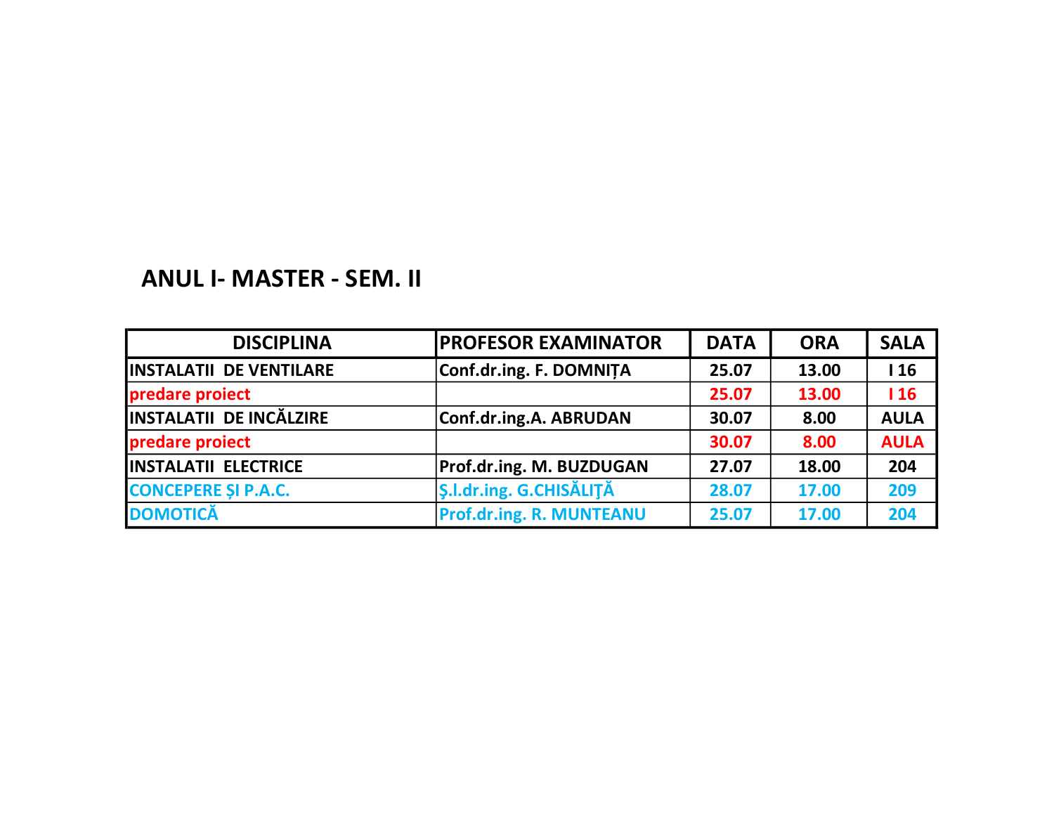## ANUL I- MASTER - SEM. II

| DISCIPLINA | PROFESOR EXAMINATOR | DATA | ORA | SALA |
|---|---|---|---|---|
| INSTALATII DE VENTILARE | Conf.dr.ing. F. DOMNIȚA | 25.07 | 13.00 | I 16 |
| predare proiect | | 25.07 | 13.00 | I 16 |
| INSTALATII DE INCĂLZIRE | Conf.dr.ing.A. ABRUDAN | 30.07 | 8.00 | AULA |
| predare proiect | | 30.07 | 8.00 | AULA |
| INSTALATII ELECTRICE | Prof.dr.ing. M. BUZDUGAN | 27.07 | 18.00 | 204 |
| CONCEPERE ȘI P.A.C. | Ş.l.dr.ing. G.CHISĂLIŢĂ | 28.07 | 17.00 | 209 |
| DOMOTICĂ | Prof.dr.ing. R. MUNTEANU | 25.07 | 17.00 | 204 |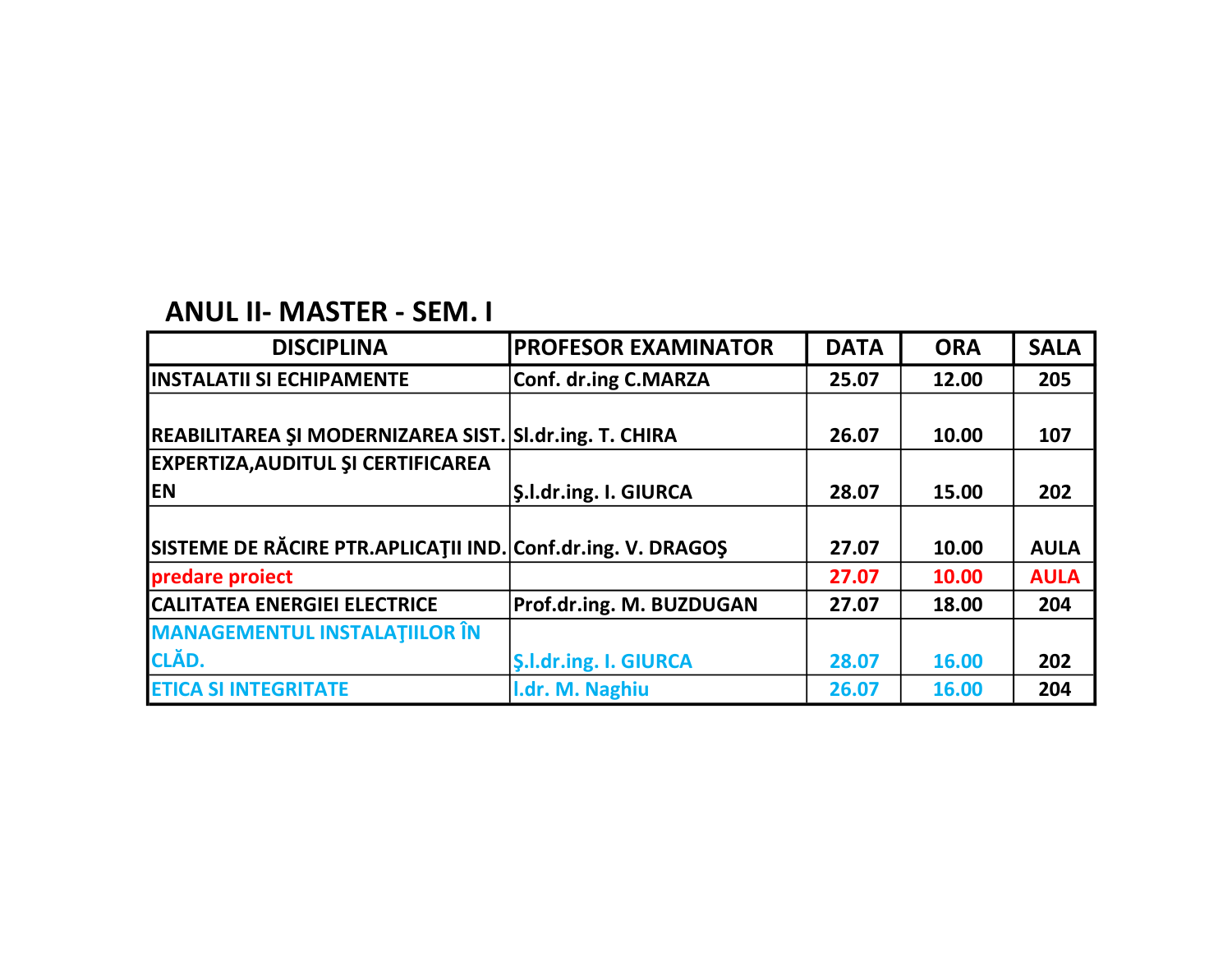## ANUL II- MASTER - SEM. I

| DISCIPLINA | PROFESOR EXAMINATOR | DATA | ORA | SALA |
|---|---|---|---|---|
| INSTALATII SI ECHIPAMENTE | Conf. dr.ing C.MARZA | 25.07 | 12.00 | 205 |
| REABILITAREA ŞI MODERNIZAREA SIST. | Sl.dr.ing. T. CHIRA | 26.07 | 10.00 | 107 |
| EXPERTIZA,AUDITUL ŞI CERTIFICAREA EN | Ş.l.dr.ing. I. GIURCA | 28.07 | 15.00 | 202 |
| SISTEME DE RĂCIRE PTR.APLICAŢII IND. | Conf.dr.ing. V. DRAGOŞ | 27.07 | 10.00 | AULA |
| predare proiect | | 27.07 | 10.00 | AULA |
| CALITATEA ENERGIEI ELECTRICE | Prof.dr.ing. M. BUZDUGAN | 27.07 | 18.00 | 204 |
| MANAGEMENTUL INSTALAŢIILOR ÎN CLĂD. | Ş.l.dr.ing. I. GIURCA | 28.07 | 16.00 | 202 |
| ETICA SI INTEGRITATE | l.dr. M. Naghiu | 26.07 | 16.00 | 204 |